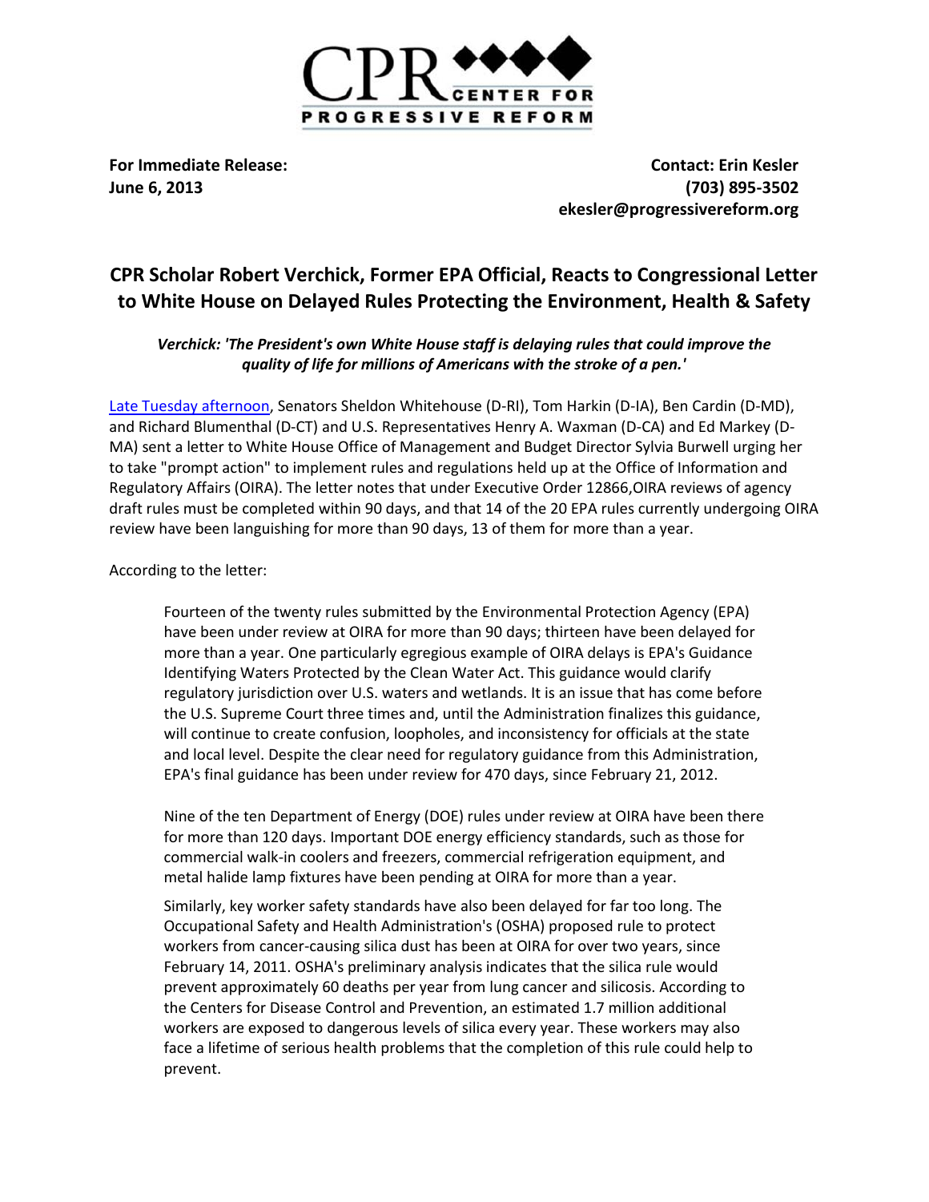**For Immediate Release:**
**June 6, 2013**

**Contact: Erin Kesler**
**(703) 895-3502**
**ekesler@progressivereform.org**

# CPR Scholar Robert Verchick, Former EPA Official, Reacts to Congressional Letter to White House on Delayed Rules Protecting the Environment, Health & Safety

***Verchick: 'The President's own White House staff is delaying rules that could improve the quality of life for millions of Americans with the stroke of a pen.'***

Late Tuesday afternoon, Senators Sheldon Whitehouse (D-RI), Tom Harkin (D-IA), Ben Cardin (D-MD), and Richard Blumenthal (D-CT) and U.S. Representatives Henry A. Waxman (D-CA) and Ed Markey (D-MA) sent a letter to White House Office of Management and Budget Director Sylvia Burwell urging her to take "prompt action" to implement rules and regulations held up at the Office of Information and Regulatory Affairs (OIRA). The letter notes that under Executive Order 12866,OIRA reviews of agency draft rules must be completed within 90 days, and that 14 of the 20 EPA rules currently undergoing OIRA review have been languishing for more than 90 days, 13 of them for more than a year.

According to the letter:

> Fourteen of the twenty rules submitted by the Environmental Protection Agency (EPA) have been under review at OIRA for more than 90 days; thirteen have been delayed for more than a year. One particularly egregious example of OIRA delays is EPA's Guidance Identifying Waters Protected by the Clean Water Act. This guidance would clarify regulatory jurisdiction over U.S. waters and wetlands. It is an issue that has come before the U.S. Supreme Court three times and, until the Administration finalizes this guidance, will continue to create confusion, loopholes, and inconsistency for officials at the state and local level. Despite the clear need for regulatory guidance from this Administration, EPA's final guidance has been under review for 470 days, since February 21, 2012.
>
> Nine of the ten Department of Energy (DOE) rules under review at OIRA have been there for more than 120 days. Important DOE energy efficiency standards, such as those for commercial walk-in coolers and freezers, commercial refrigeration equipment, and metal halide lamp fixtures have been pending at OIRA for more than a year.
>
> Similarly, key worker safety standards have also been delayed for far too long. The Occupational Safety and Health Administration's (OSHA) proposed rule to protect workers from cancer-causing silica dust has been at OIRA for over two years, since February 14, 2011. OSHA's preliminary analysis indicates that the silica rule would prevent approximately 60 deaths per year from lung cancer and silicosis. According to the Centers for Disease Control and Prevention, an estimated 1.7 million additional workers are exposed to dangerous levels of silica every year. These workers may also face a lifetime of serious health problems that the completion of this rule could help to prevent.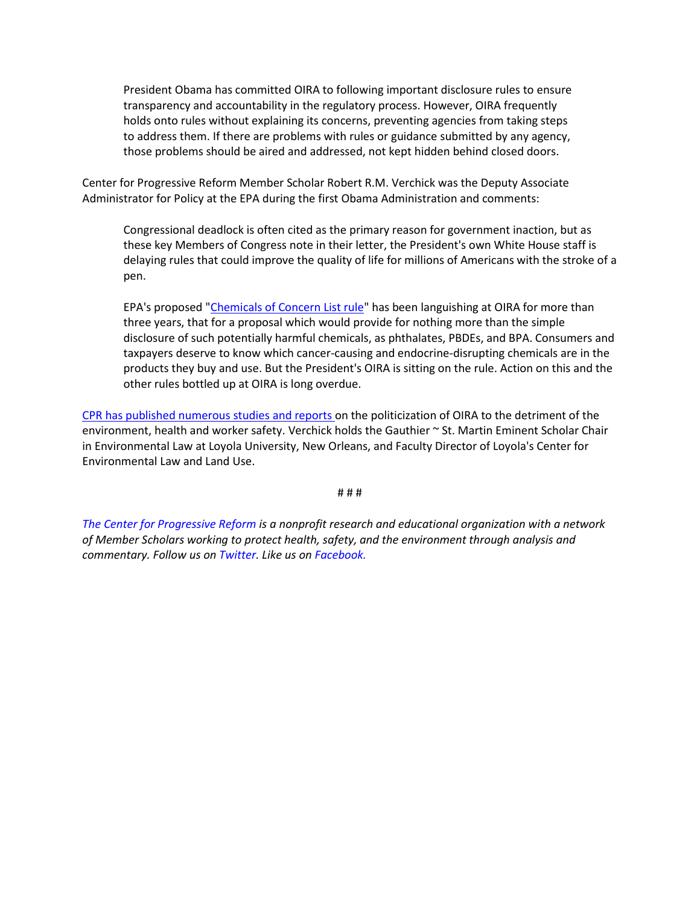> President Obama has committed OIRA to following important disclosure rules to ensure transparency and accountability in the regulatory process. However, OIRA frequently holds onto rules without explaining its concerns, preventing agencies from taking steps to address them. If there are problems with rules or guidance submitted by any agency, those problems should be aired and addressed, not kept hidden behind closed doors.

Center for Progressive Reform Member Scholar Robert R.M. Verchick was the Deputy Associate Administrator for Policy at the EPA during the first Obama Administration and comments:

> Congressional deadlock is often cited as the primary reason for government inaction, but as these key Members of Congress note in their letter, the President's own White House staff is delaying rules that could improve the quality of life for millions of Americans with the stroke of a pen.
>
> EPA's proposed "Chemicals of Concern List rule" has been languishing at OIRA for more than three years, that for a proposal which would provide for nothing more than the simple disclosure of such potentially harmful chemicals, as phthalates, PBDEs, and BPA. Consumers and taxpayers deserve to know which cancer-causing and endocrine-disrupting chemicals are in the products they buy and use. But the President's OIRA is sitting on the rule. Action on this and the other rules bottled up at OIRA is long overdue.

CPR has published numerous studies and reports on the politicization of OIRA to the detriment of the environment, health and worker safety. Verchick holds the Gauthier ~ St. Martin Eminent Scholar Chair in Environmental Law at Loyola University, New Orleans, and Faculty Director of Loyola's Center for Environmental Law and Land Use.

# # #

*The Center for Progressive Reform is a nonprofit research and educational organization with a network of Member Scholars working to protect health, safety, and the environment through analysis and commentary. Follow us on Twitter. Like us on Facebook.*